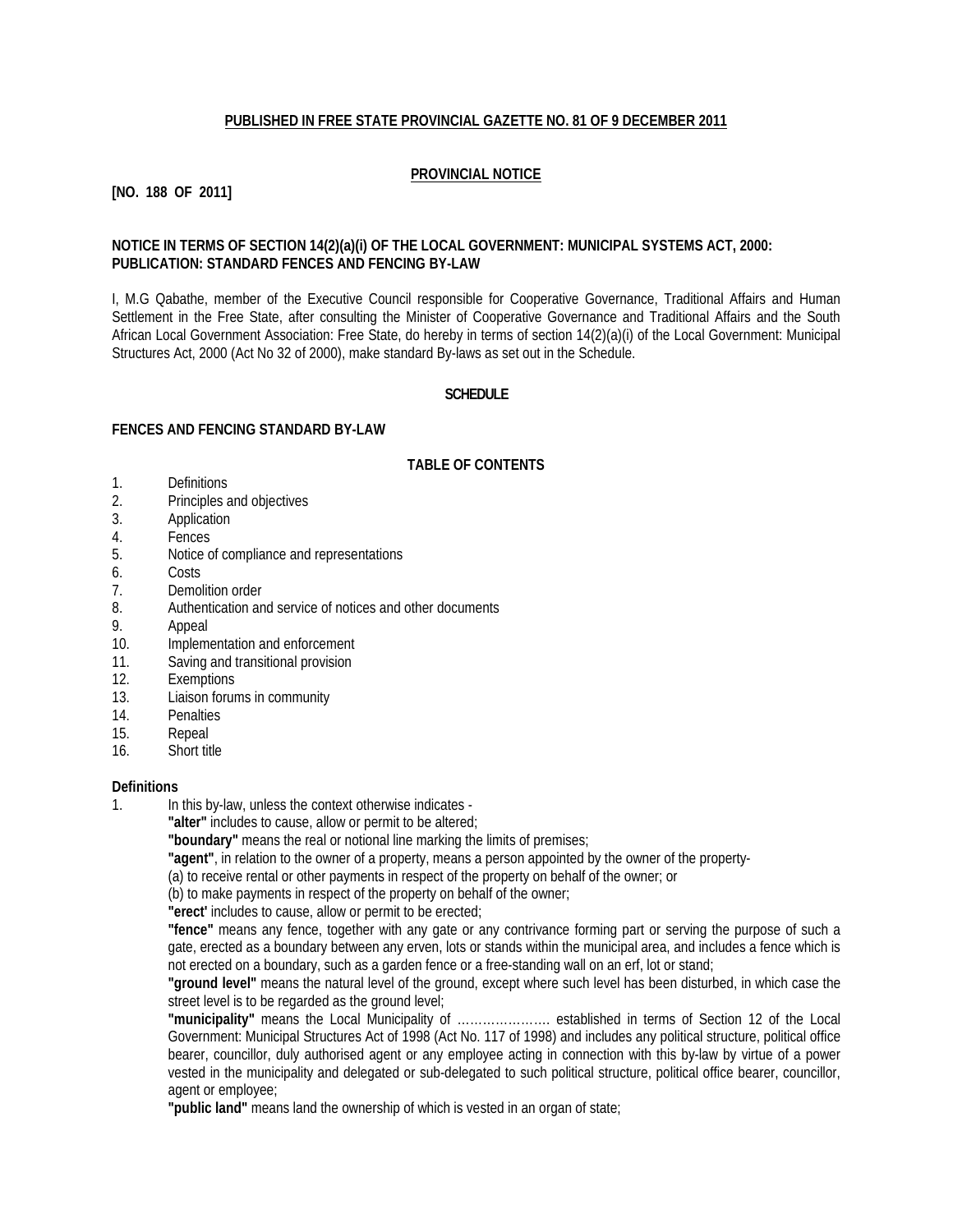**PUBLISHED IN FREE STATE PROVINCIAL GAZETTE NO. 81 OF 9 DECEMBER 2011**

**PROVINCIAL NOTICE**

**[NO. 188 OF 2011]**

**NOTICE IN TERMS OF SECTION 14(2)(a)(i) OF THE LOCAL GOVERNMENT: MUNICIPAL SYSTEMS ACT, 2000: PUBLICATION: STANDARD FENCES AND FENCING BY-LAW**

I, M.G Qabathe, member of the Executive Council responsible for Cooperative Governance, Traditional Affairs and Human Settlement in the Free State, after consulting the Minister of Cooperative Governance and Traditional Affairs and the South African Local Government Association: Free State, do hereby in terms of section 14(2)(a)(i) of the Local Government: Municipal Structures Act, 2000 (Act No 32 of 2000), make standard By-laws as set out in the Schedule.

**SCHEDULE**

**FENCES AND FENCING STANDARD BY-LAW**

**TABLE OF CONTENTS**

1. Definitions
2. Principles and objectives
3. Application
4. Fences
5. Notice of compliance and representations
6. Costs
7. Demolition order
8. Authentication and service of notices and other documents
9. Appeal
10. Implementation and enforcement
11. Saving and transitional provision
12. Exemptions
13. Liaison forums in community
14. Penalties
15. Repeal
16. Short title

**Definitions**

1. In this by-law, unless the context otherwise indicates -

**"alter"** includes to cause, allow or permit to be altered;

**"boundary"** means the real or notional line marking the limits of premises;

**"agent"**, in relation to the owner of a property, means a person appointed by the owner of the property-

(a) to receive rental or other payments in respect of the property on behalf of the owner; or

(b) to make payments in respect of the property on behalf of the owner;

**"erect'** includes to cause, allow or permit to be erected;

**"fence"** means any fence, together with any gate or any contrivance forming part or serving the purpose of such a gate, erected as a boundary between any erven, lots or stands within the municipal area, and includes a fence which is not erected on a boundary, such as a garden fence or a free-standing wall on an erf, lot or stand;

**"ground level"** means the natural level of the ground, except where such level has been disturbed, in which case the street level is to be regarded as the ground level;

**"municipality"** means the Local Municipality of …………………. established in terms of Section 12 of the Local Government: Municipal Structures Act of 1998 (Act No. 117 of 1998) and includes any political structure, political office bearer, councillor, duly authorised agent or any employee acting in connection with this by-law by virtue of a power vested in the municipality and delegated or sub-delegated to such political structure, political office bearer, councillor, agent or employee;

**"public land"** means land the ownership of which is vested in an organ of state;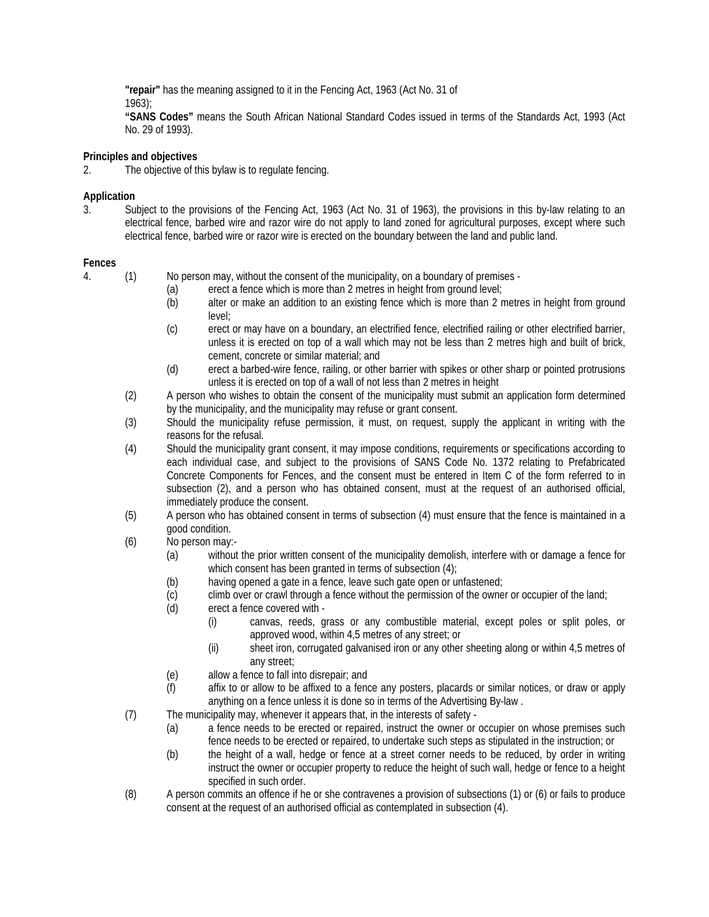**"repair"** has the meaning assigned to it in the Fencing Act, 1963 (Act No. 31 of 1963);

**"SANS Codes"** means the South African National Standard Codes issued in terms of the Standards Act, 1993 (Act No. 29 of 1993).

**Principles and objectives**

2. The objective of this bylaw is to regulate fencing.

**Application**

3. Subject to the provisions of the Fencing Act, 1963 (Act No. 31 of 1963), the provisions in this by-law relating to an electrical fence, barbed wire and razor wire do not apply to land zoned for agricultural purposes, except where such electrical fence, barbed wire or razor wire is erected on the boundary between the land and public land.

**Fences**

4. (1) No person may, without the consent of the municipality, on a boundary of premises -
   - (a) erect a fence which is more than 2 metres in height from ground level;
   - (b) alter or make an addition to an existing fence which is more than 2 metres in height from ground level;
   - (c) erect or may have on a boundary, an electrified fence, electrified railing or other electrified barrier, unless it is erected on top of a wall which may not be less than 2 metres high and built of brick, cement, concrete or similar material; and
   - (d) erect a barbed-wire fence, railing, or other barrier with spikes or other sharp or pointed protrusions unless it is erected on top of a wall of not less than 2 metres in height

(2) A person who wishes to obtain the consent of the municipality must submit an application form determined by the municipality, and the municipality may refuse or grant consent.

(3) Should the municipality refuse permission, it must, on request, supply the applicant in writing with the reasons for the refusal.

(4) Should the municipality grant consent, it may impose conditions, requirements or specifications according to each individual case, and subject to the provisions of SANS Code No. 1372 relating to Prefabricated Concrete Components for Fences, and the consent must be entered in Item C of the form referred to in subsection (2), and a person who has obtained consent, must at the request of an authorised official, immediately produce the consent.

(5) A person who has obtained consent in terms of subsection (4) must ensure that the fence is maintained in a good condition.

(6) No person may:-
   - (a) without the prior written consent of the municipality demolish, interfere with or damage a fence for which consent has been granted in terms of subsection (4);
   - (b) having opened a gate in a fence, leave such gate open or unfastened;
   - (c) climb over or crawl through a fence without the permission of the owner or occupier of the land;
   - (d) erect a fence covered with -
     - (i) canvas, reeds, grass or any combustible material, except poles or split poles, or approved wood, within 4,5 metres of any street; or
     - (ii) sheet iron, corrugated galvanised iron or any other sheeting along or within 4,5 metres of any street;
   - (e) allow a fence to fall into disrepair; and
   - (f) affix to or allow to be affixed to a fence any posters, placards or similar notices, or draw or apply anything on a fence unless it is done so in terms of the Advertising By-law .

(7) The municipality may, whenever it appears that, in the interests of safety -
   - (a) a fence needs to be erected or repaired, instruct the owner or occupier on whose premises such fence needs to be erected or repaired, to undertake such steps as stipulated in the instruction; or
   - (b) the height of a wall, hedge or fence at a street corner needs to be reduced, by order in writing instruct the owner or occupier property to reduce the height of such wall, hedge or fence to a height specified in such order.

(8) A person commits an offence if he or she contravenes a provision of subsections (1) or (6) or fails to produce consent at the request of an authorised official as contemplated in subsection (4).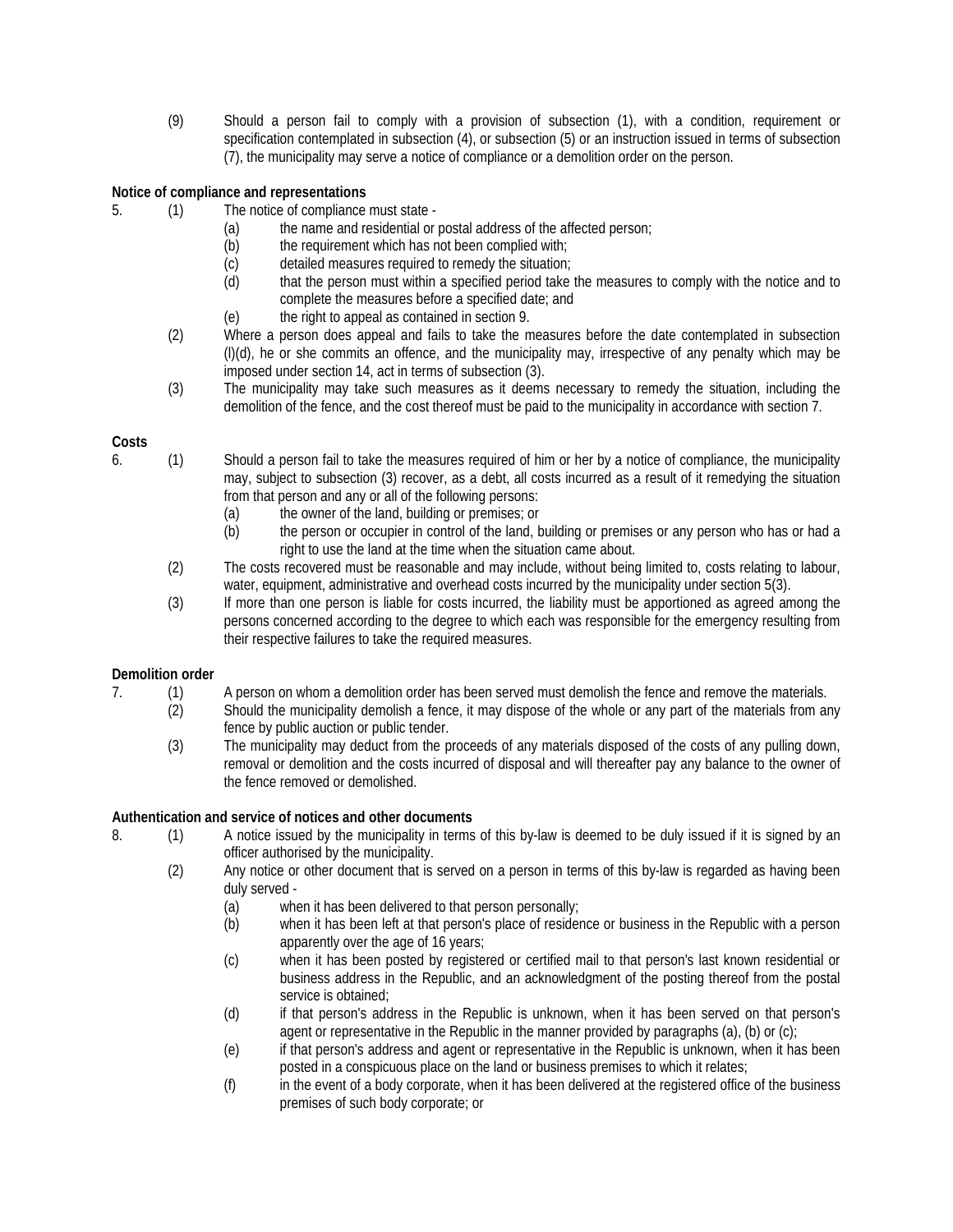(9) Should a person fail to comply with a provision of subsection (1), with a condition, requirement or specification contemplated in subsection (4), or subsection (5) or an instruction issued in terms of subsection (7), the municipality may serve a notice of compliance or a demolition order on the person.

**Notice of compliance and representations**

5. (1) The notice of compliance must state -
   (a) the name and residential or postal address of the affected person;
   (b) the requirement which has not been complied with;
   (c) detailed measures required to remedy the situation;
   (d) that the person must within a specified period take the measures to comply with the notice and to complete the measures before a specified date; and
   (e) the right to appeal as contained in section 9.

   (2) Where a person does appeal and fails to take the measures before the date contemplated in subsection (l)(d), he or she commits an offence, and the municipality may, irrespective of any penalty which may be imposed under section 14, act in terms of subsection (3).

   (3) The municipality may take such measures as it deems necessary to remedy the situation, including the demolition of the fence, and the cost thereof must be paid to the municipality in accordance with section 7.

**Costs**

6. (1) Should a person fail to take the measures required of him or her by a notice of compliance, the municipality may, subject to subsection (3) recover, as a debt, all costs incurred as a result of it remedying the situation from that person and any or all of the following persons:
   (a) the owner of the land, building or premises; or
   (b) the person or occupier in control of the land, building or premises or any person who has or had a right to use the land at the time when the situation came about.

   (2) The costs recovered must be reasonable and may include, without being limited to, costs relating to labour, water, equipment, administrative and overhead costs incurred by the municipality under section 5(3).

   (3) If more than one person is liable for costs incurred, the liability must be apportioned as agreed among the persons concerned according to the degree to which each was responsible for the emergency resulting from their respective failures to take the required measures.

**Demolition order**

7. (1) A person on whom a demolition order has been served must demolish the fence and remove the materials.

   (2) Should the municipality demolish a fence, it may dispose of the whole or any part of the materials from any fence by public auction or public tender.

   (3) The municipality may deduct from the proceeds of any materials disposed of the costs of any pulling down, removal or demolition and the costs incurred of disposal and will thereafter pay any balance to the owner of the fence removed or demolished.

**Authentication and service of notices and other documents**

8. (1) A notice issued by the municipality in terms of this by-law is deemed to be duly issued if it is signed by an officer authorised by the municipality.

   (2) Any notice or other document that is served on a person in terms of this by-law is regarded as having been duly served -
   (a) when it has been delivered to that person personally;
   (b) when it has been left at that person's place of residence or business in the Republic with a person apparently over the age of 16 years;
   (c) when it has been posted by registered or certified mail to that person's last known residential or business address in the Republic, and an acknowledgment of the posting thereof from the postal service is obtained;
   (d) if that person's address in the Republic is unknown, when it has been served on that person's agent or representative in the Republic in the manner provided by paragraphs (a), (b) or (c);
   (e) if that person's address and agent or representative in the Republic is unknown, when it has been posted in a conspicuous place on the land or business premises to which it relates;
   (f) in the event of a body corporate, when it has been delivered at the registered office of the business premises of such body corporate; or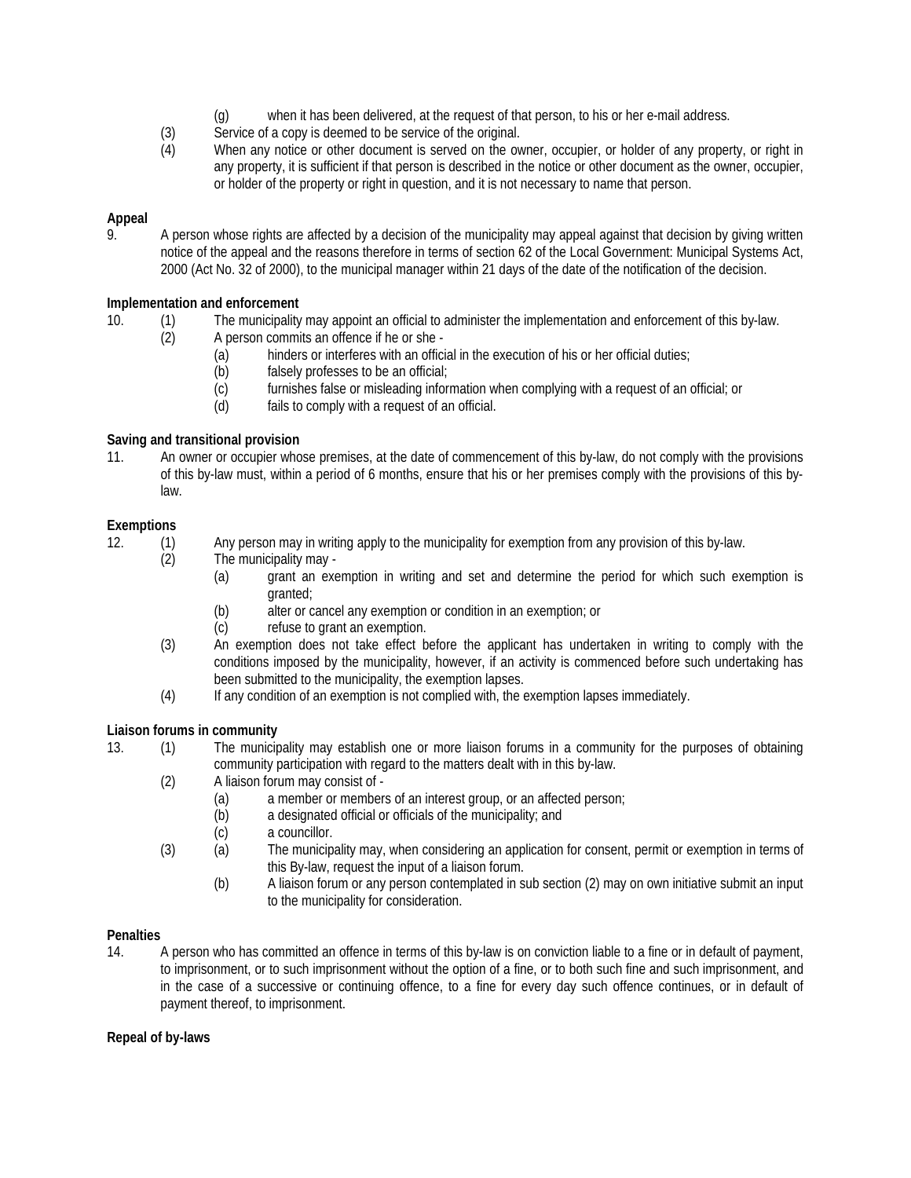(g) when it has been delivered, at the request of that person, to his or her e-mail address.

(3) Service of a copy is deemed to be service of the original.

(4) When any notice or other document is served on the owner, occupier, or holder of any property, or right in any property, it is sufficient if that person is described in the notice or other document as the owner, occupier, or holder of the property or right in question, and it is not necessary to name that person.

**Appeal**

9. A person whose rights are affected by a decision of the municipality may appeal against that decision by giving written notice of the appeal and the reasons therefore in terms of section 62 of the Local Government: Municipal Systems Act, 2000 (Act No. 32 of 2000), to the municipal manager within 21 days of the date of the notification of the decision.

**Implementation and enforcement**

10. (1) The municipality may appoint an official to administer the implementation and enforcement of this by-law.

(2) A person commits an offence if he or she -

(a) hinders or interferes with an official in the execution of his or her official duties;

(b) falsely professes to be an official;

(c) furnishes false or misleading information when complying with a request of an official; or

(d) fails to comply with a request of an official.

**Saving and transitional provision**

11. An owner or occupier whose premises, at the date of commencement of this by-law, do not comply with the provisions of this by-law must, within a period of 6 months, ensure that his or her premises comply with the provisions of this by-law.

**Exemptions**

12. (1) Any person may in writing apply to the municipality for exemption from any provision of this by-law.

(2) The municipality may -

(a) grant an exemption in writing and set and determine the period for which such exemption is granted;

(b) alter or cancel any exemption or condition in an exemption; or

(c) refuse to grant an exemption.

(3) An exemption does not take effect before the applicant has undertaken in writing to comply with the conditions imposed by the municipality, however, if an activity is commenced before such undertaking has been submitted to the municipality, the exemption lapses.

(4) If any condition of an exemption is not complied with, the exemption lapses immediately.

**Liaison forums in community**

13. (1) The municipality may establish one or more liaison forums in a community for the purposes of obtaining community participation with regard to the matters dealt with in this by-law.

(2) A liaison forum may consist of -

(a) a member or members of an interest group, or an affected person;

(b) a designated official or officials of the municipality; and

(c) a councillor.

(3) (a) The municipality may, when considering an application for consent, permit or exemption in terms of this By-law, request the input of a liaison forum.

(b) A liaison forum or any person contemplated in sub section (2) may on own initiative submit an input to the municipality for consideration.

**Penalties**

14. A person who has committed an offence in terms of this by-law is on conviction liable to a fine or in default of payment, to imprisonment, or to such imprisonment without the option of a fine, or to both such fine and such imprisonment, and in the case of a successive or continuing offence, to a fine for every day such offence continues, or in default of payment thereof, to imprisonment.

**Repeal of by-laws**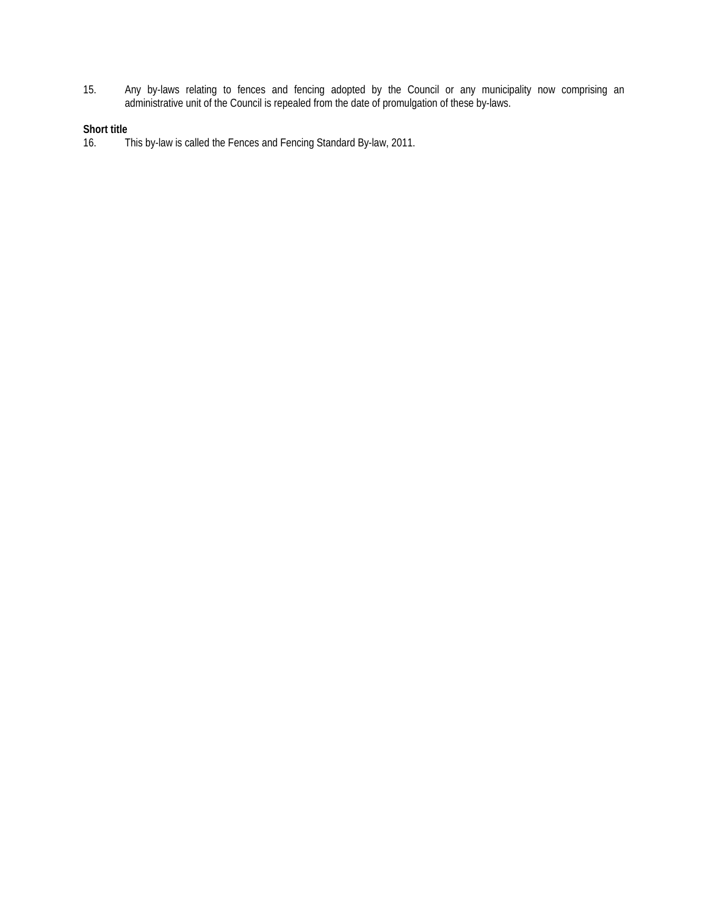15. Any by-laws relating to fences and fencing adopted by the Council or any municipality now comprising an administrative unit of the Council is repealed from the date of promulgation of these by-laws.

**Short title**

16. This by-law is called the Fences and Fencing Standard By-law, 2011.